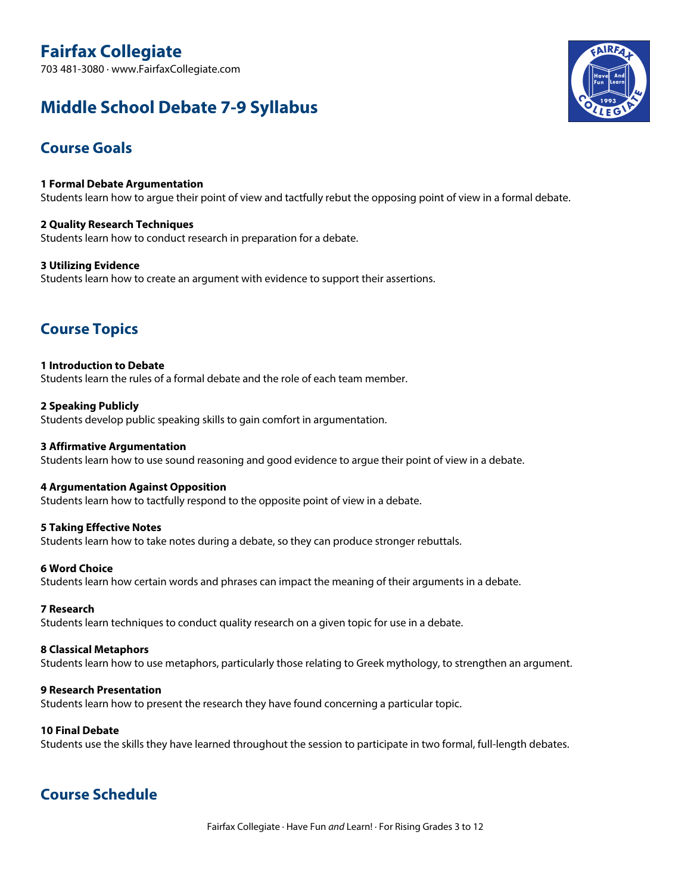# Fairfax Collegiate

703 481-3080 · www.FairfaxCollegiate.com

# Middle School Debate 7-9 Syllabus

## Course Goals

**1 Formal Debate Argumentation**
Students learn how to argue their point of view and tactfully rebut the opposing point of view in a formal debate.

**2 Quality Research Techniques**
Students learn how to conduct research in preparation for a debate.

**3 Utilizing Evidence**
Students learn how to create an argument with evidence to support their assertions.

## Course Topics

**1 Introduction to Debate**
Students learn the rules of a formal debate and the role of each team member.

**2 Speaking Publicly**
Students develop public speaking skills to gain comfort in argumentation.

**3 Affirmative Argumentation**
Students learn how to use sound reasoning and good evidence to argue their point of view in a debate.

**4 Argumentation Against Opposition**
Students learn how to tactfully respond to the opposite point of view in a debate.

**5 Taking Effective Notes**
Students learn how to take notes during a debate, so they can produce stronger rebuttals.

**6 Word Choice**
Students learn how certain words and phrases can impact the meaning of their arguments in a debate.

**7 Research**
Students learn techniques to conduct quality research on a given topic for use in a debate.

**8 Classical Metaphors**
Students learn how to use metaphors, particularly those relating to Greek mythology, to strengthen an argument.

**9 Research Presentation**
Students learn how to present the research they have found concerning a particular topic.

**10 Final Debate**
Students use the skills they have learned throughout the session to participate in two formal, full-length debates.

## Course Schedule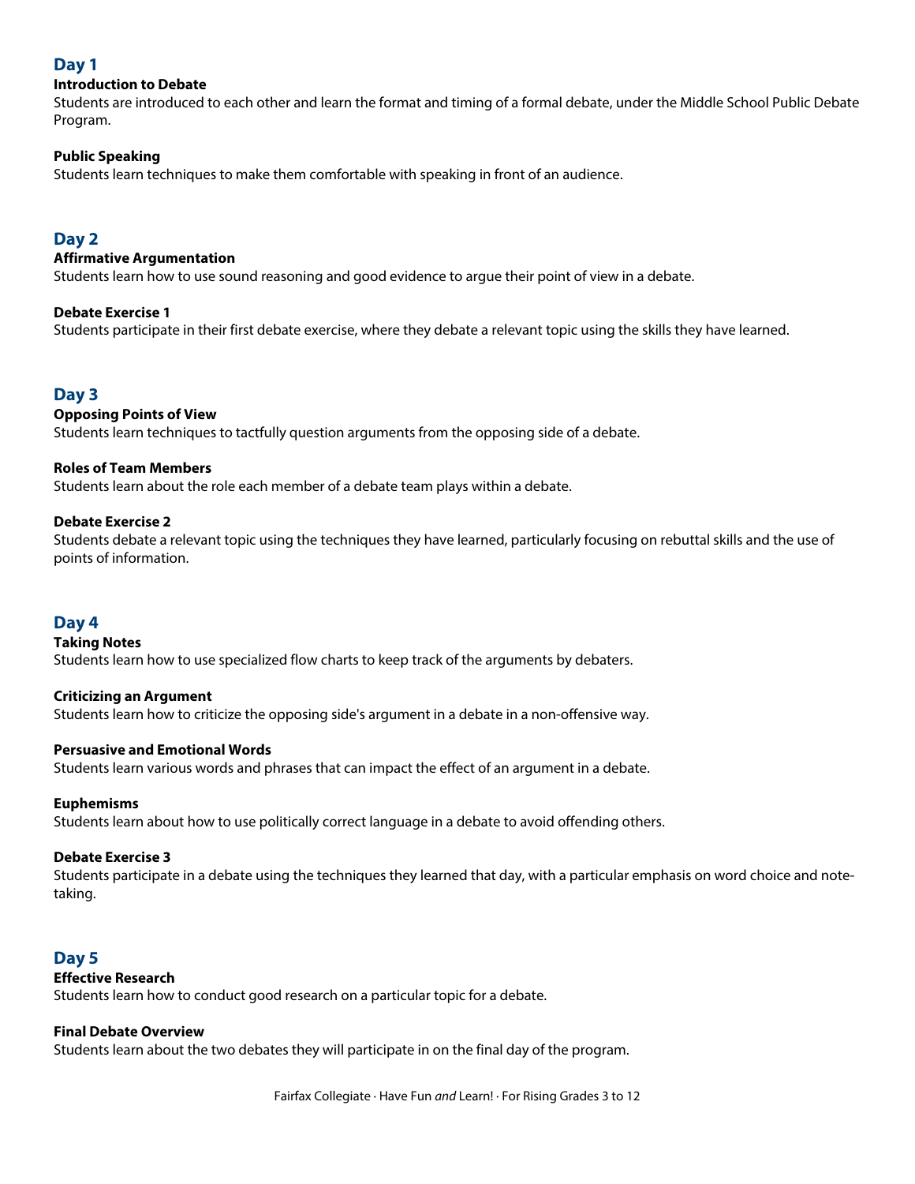## Day 1

**Introduction to Debate**
Students are introduced to each other and learn the format and timing of a formal debate, under the Middle School Public Debate Program.

**Public Speaking**
Students learn techniques to make them comfortable with speaking in front of an audience.

## Day 2

**Affirmative Argumentation**
Students learn how to use sound reasoning and good evidence to argue their point of view in a debate.

**Debate Exercise 1**
Students participate in their first debate exercise, where they debate a relevant topic using the skills they have learned.

## Day 3

**Opposing Points of View**
Students learn techniques to tactfully question arguments from the opposing side of a debate.

**Roles of Team Members**
Students learn about the role each member of a debate team plays within a debate.

**Debate Exercise 2**
Students debate a relevant topic using the techniques they have learned, particularly focusing on rebuttal skills and the use of points of information.

## Day 4

**Taking Notes**
Students learn how to use specialized flow charts to keep track of the arguments by debaters.

**Criticizing an Argument**
Students learn how to criticize the opposing side's argument in a debate in a non-offensive way.

**Persuasive and Emotional Words**
Students learn various words and phrases that can impact the effect of an argument in a debate.

**Euphemisms**
Students learn about how to use politically correct language in a debate to avoid offending others.

**Debate Exercise 3**
Students participate in a debate using the techniques they learned that day, with a particular emphasis on word choice and note-taking.

## Day 5

**Effective Research**
Students learn how to conduct good research on a particular topic for a debate.

**Final Debate Overview**
Students learn about the two debates they will participate in on the final day of the program.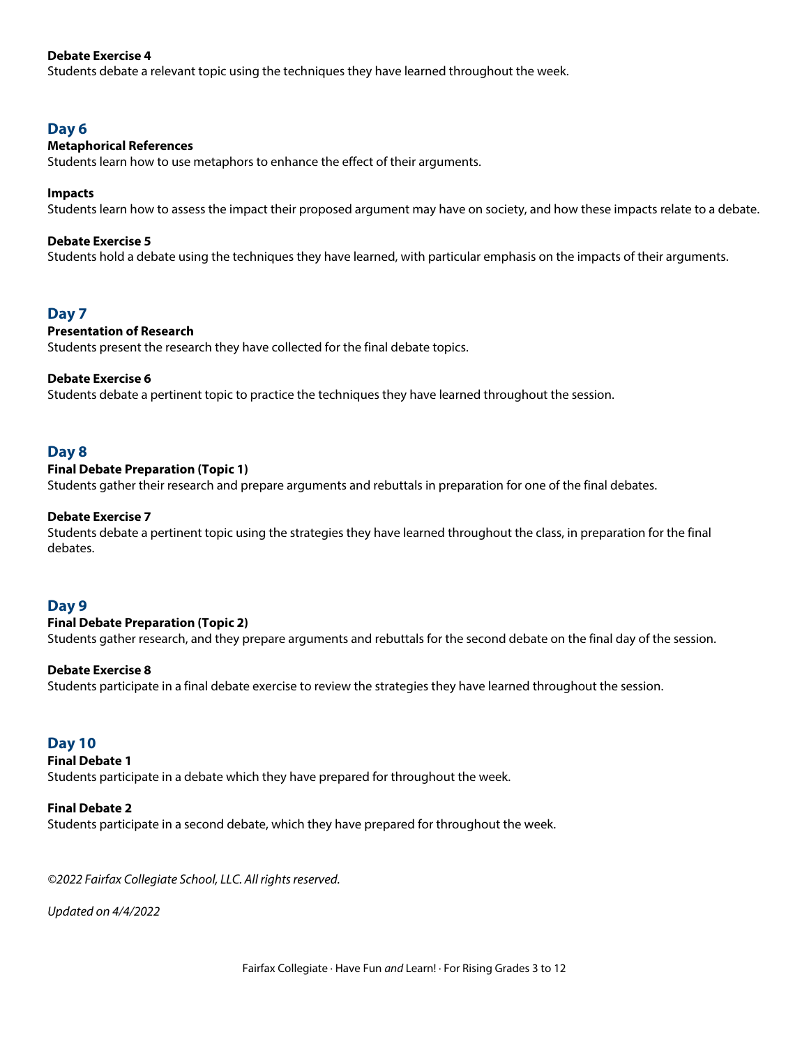**Debate Exercise 4**
Students debate a relevant topic using the techniques they have learned throughout the week.

## Day 6

**Metaphorical References**
Students learn how to use metaphors to enhance the effect of their arguments.

**Impacts**
Students learn how to assess the impact their proposed argument may have on society, and how these impacts relate to a debate.

**Debate Exercise 5**
Students hold a debate using the techniques they have learned, with particular emphasis on the impacts of their arguments.

## Day 7

**Presentation of Research**
Students present the research they have collected for the final debate topics.

**Debate Exercise 6**
Students debate a pertinent topic to practice the techniques they have learned throughout the session.

## Day 8

**Final Debate Preparation (Topic 1)**
Students gather their research and prepare arguments and rebuttals in preparation for one of the final debates.

**Debate Exercise 7**
Students debate a pertinent topic using the strategies they have learned throughout the class, in preparation for the final debates.

## Day 9

**Final Debate Preparation (Topic 2)**
Students gather research, and they prepare arguments and rebuttals for the second debate on the final day of the session.

**Debate Exercise 8**
Students participate in a final debate exercise to review the strategies they have learned throughout the session.

## Day 10

**Final Debate 1**
Students participate in a debate which they have prepared for throughout the week.

**Final Debate 2**
Students participate in a second debate, which they have prepared for throughout the week.

*©2022 Fairfax Collegiate School, LLC. All rights reserved.*

*Updated on 4/4/2022*